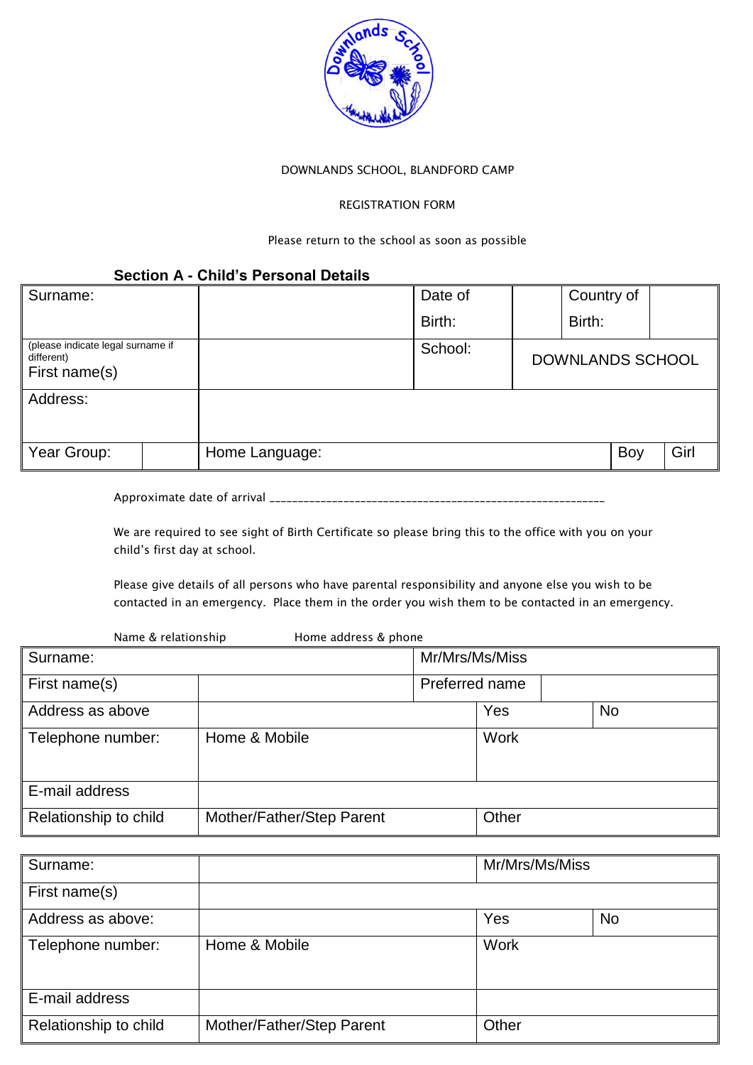DOWNLANDS SCHOOL, BLANDFORD CAMP

REGISTRATION FORM

Please return to the school as soon as possible

### Section A - Child's Personal Details

| | | | | | | |
|---|---|---|---|---|---|---|
| Surname: | | | Date of Birth: | | Country of Birth: | |
| (please indicate legal surname if different) First name(s) | | | School: | DOWNLANDS SCHOOL | | |
| Address: | | | | | | |
| Year Group: | | Home Language: | | | Boy | Girl |

Approximate date of arrival ___________________________________________________________

We are required to see sight of Birth Certificate so please bring this to the office with you on your child's first day at school.

Please give details of all persons who have parental responsibility and anyone else you wish to be contacted in an emergency. Place them in the order you wish them to be contacted in an emergency.

Name & relationship Home address & phone

| | | | | |
|---|---|---|---|---|
| Surname: | | Mr/Mrs/Ms/Miss | | |
| First name(s) | | Preferred name | | |
| Address as above | | Yes | | No |
| Telephone number: | Home & Mobile | Work | | |
| E-mail address | | | | |
| Relationship to child | Mother/Father/Step Parent | Other | | |

| | | | |
|---|---|---|---|
| Surname: | | Mr/Mrs/Ms/Miss | |
| First name(s) | | | |
| Address as above: | | Yes | No |
| Telephone number: | Home & Mobile | Work | |
| E-mail address | | | |
| Relationship to child | Mother/Father/Step Parent | Other | |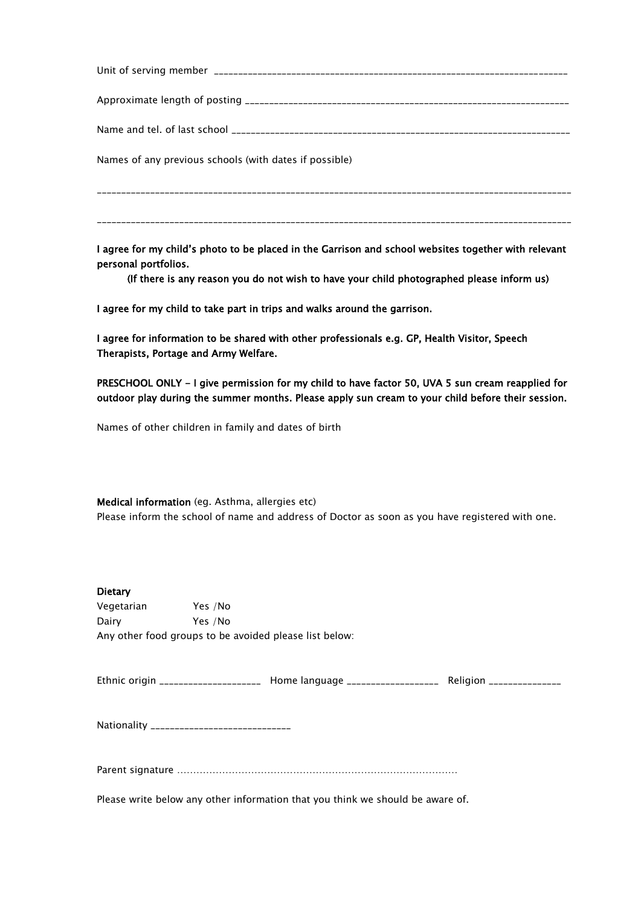Unit of serving member ________________________________________________________________________

Approximate length of posting ____________________________________________________________________

Name and tel. of last school _____________________________________________________________________

Names of any previous schools (with dates if possible)

_______________________________________________________________________________________________

_______________________________________________________________________________________________

**I agree for my child's photo to be placed in the Garrison and school websites together with relevant personal portfolios.**

**(If there is any reason you do not wish to have your child photographed please inform us)**

**I agree for my child to take part in trips and walks around the garrison.**

**I agree for information to be shared with other professionals e.g. GP, Health Visitor, Speech Therapists, Portage and Army Welfare.**

**PRESCHOOL ONLY - I give permission for my child to have factor 50, UVA 5 sun cream reapplied for outdoor play during the summer months. Please apply sun cream to your child before their session.**

Names of other children in family and dates of birth

**Medical information** (eg. Asthma, allergies etc)
Please inform the school of name and address of Doctor as soon as you have registered with one.

**Dietary**

Vegetarian Yes /No
Dairy Yes /No
Any other food groups to be avoided please list below:

Ethnic origin ___________________ Home language _________________ Religion ______________

Nationality ___________________________

Parent signature ……………………………………………………………………………

Please write below any other information that you think we should be aware of.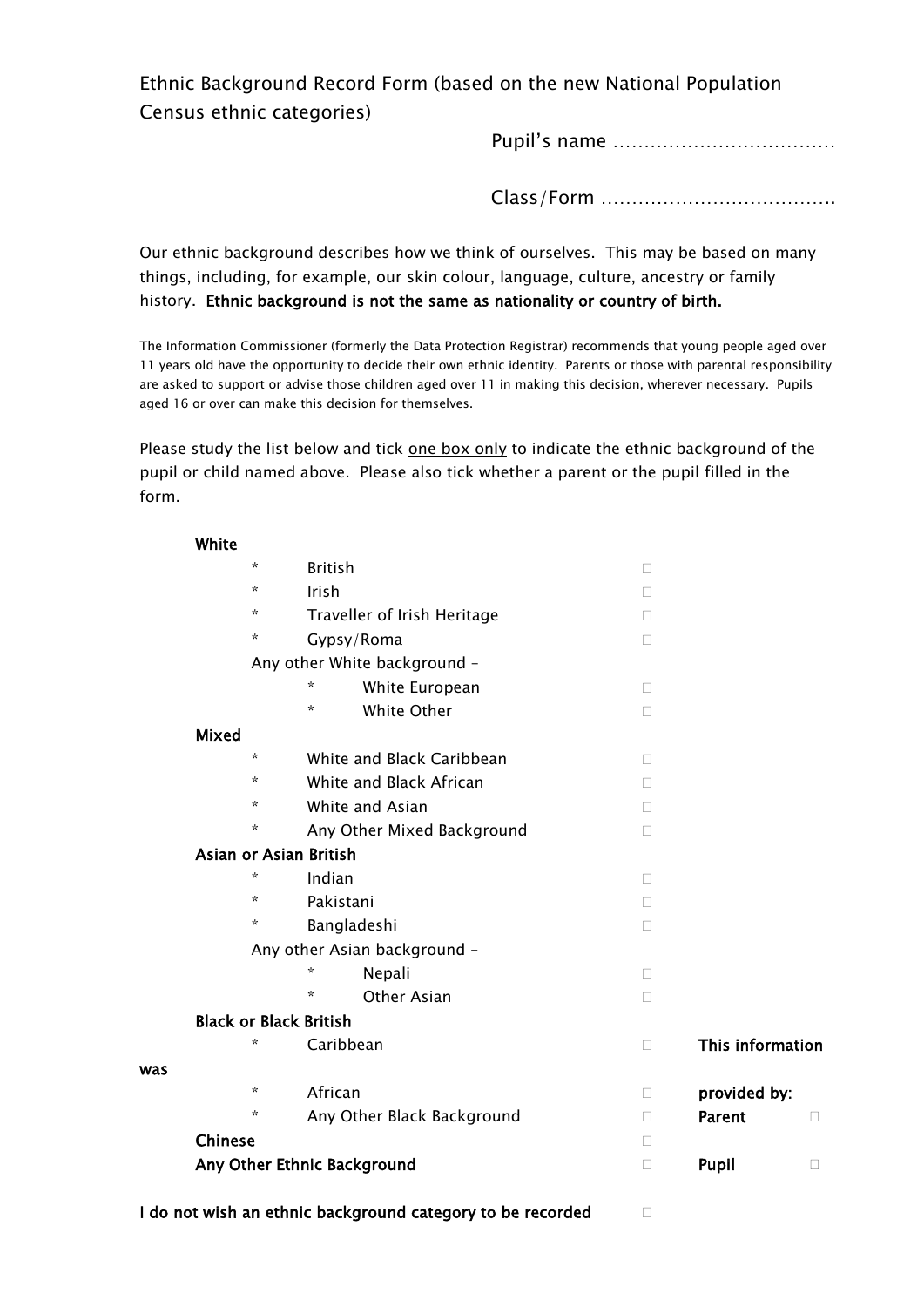Ethnic Background Record Form (based on the new National Population Census ethnic categories)

Pupil's name ………………………………

Class/Form ………………………………..

Our ethnic background describes how we think of ourselves. This may be based on many things, including, for example, our skin colour, language, culture, ancestry or family history. **Ethnic background is not the same as nationality or country of birth.**

The Information Commissioner (formerly the Data Protection Registrar) recommends that young people aged over 11 years old have the opportunity to decide their own ethnic identity. Parents or those with parental responsibility are asked to support or advise those children aged over 11 in making this decision, wherever necessary. Pupils aged 16 or over can make this decision for themselves.

Please study the list below and tick <u>one box only</u> to indicate the ethnic background of the pupil or child named above. Please also tick whether a parent or the pupil filled in the form.

**White**

- * British ☐
- * Irish ☐
- * Traveller of Irish Heritage ☐
- * Gypsy/Roma ☐
- Any other White background –
  - * White European ☐
  - * White Other ☐

**Mixed**

- * White and Black Caribbean ☐
- * White and Black African ☐
- * White and Asian ☐
- * Any Other Mixed Background ☐

**Asian or Asian British**

- * Indian ☐
- * Pakistani ☐
- * Bangladeshi ☐
- Any other Asian background –
  - * Nepali ☐
  - * Other Asian ☐

**Black or Black British**

- * Caribbean ☐
- * African ☐
- * Any Other Black Background ☐

**Chinese** ☐

**Any Other Ethnic Background** ☐

**This information was provided by:**

**Parent** ☐

**Pupil** ☐

**I do not wish an ethnic background category to be recorded** ☐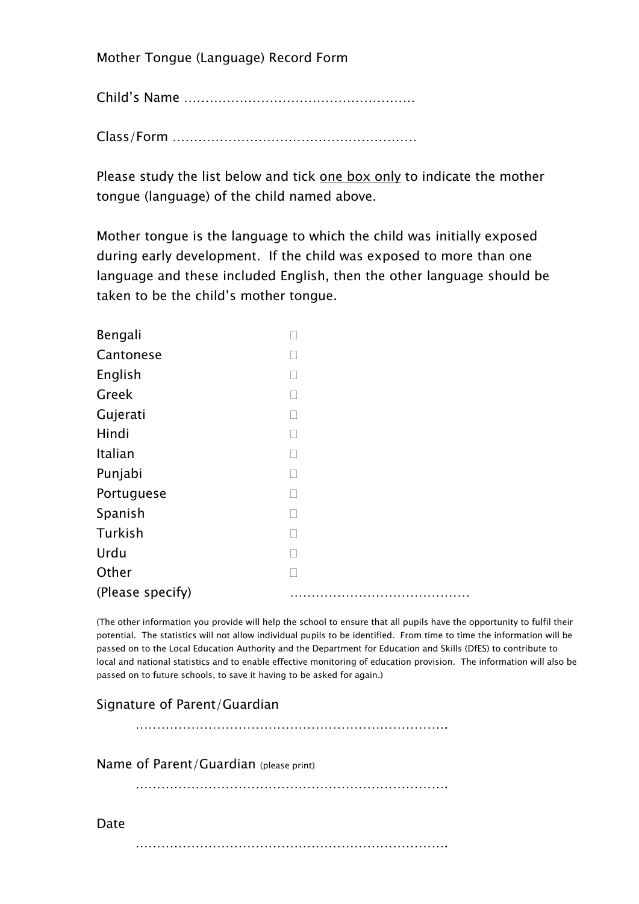# Mother Tongue (Language) Record Form

Child's Name …………………………………………………

Class/Form ……………………………………………………

Please study the list below and tick <u>one box only</u> to indicate the mother tongue (language) of the child named above.

Mother tongue is the language to which the child was initially exposed during early development. If the child was exposed to more than one language and these included English, then the other language should be taken to be the child's mother tongue.

| | |
|---|---|
| Bengali | ☐ |
| Cantonese | ☐ |
| English | ☐ |
| Greek | ☐ |
| Gujerati | ☐ |
| Hindi | ☐ |
| Italian | ☐ |
| Punjabi | ☐ |
| Portuguese | ☐ |
| Spanish | ☐ |
| Turkish | ☐ |
| Urdu | ☐ |
| Other | ☐ |
| (Please specify) | …………………………………… |

(The other information you provide will help the school to ensure that all pupils have the opportunity to fulfil their potential. The statistics will not allow individual pupils to be identified. From time to time the information will be passed on to the Local Education Authority and the Department for Education and Skills (DfES) to contribute to local and national statistics and to enable effective monitoring of education provision. The information will also be passed on to future schools, to save it having to be asked for again.)

Signature of Parent/Guardian

………………………………………………………………….

Name of Parent/Guardian (please print)

………………………………………………………………….

Date

………………………………………………………………….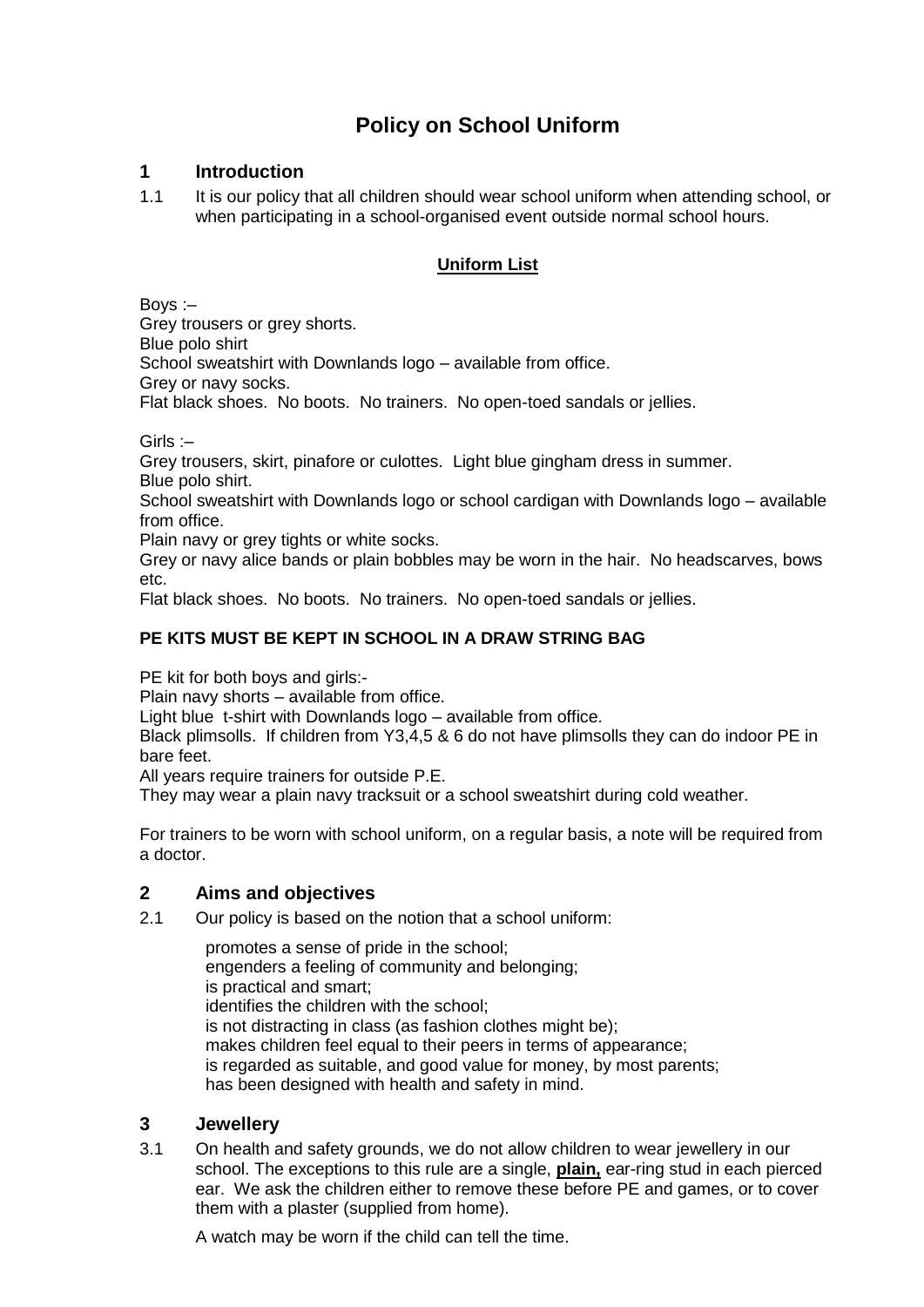# Policy on School Uniform

## 1 Introduction

1.1 It is our policy that all children should wear school uniform when attending school, or when participating in a school-organised event outside normal school hours.

**Uniform List**

Boys :–
Grey trousers or grey shorts.
Blue polo shirt
School sweatshirt with Downlands logo – available from office.
Grey or navy socks.
Flat black shoes. No boots. No trainers. No open-toed sandals or jellies.

Girls :–
Grey trousers, skirt, pinafore or culottes. Light blue gingham dress in summer.
Blue polo shirt.
School sweatshirt with Downlands logo or school cardigan with Downlands logo – available from office.
Plain navy or grey tights or white socks.
Grey or navy alice bands or plain bobbles may be worn in the hair. No headscarves, bows etc.
Flat black shoes. No boots. No trainers. No open-toed sandals or jellies.

**PE KITS MUST BE KEPT IN SCHOOL IN A DRAW STRING BAG**

PE kit for both boys and girls:-
Plain navy shorts – available from office.
Light blue t-shirt with Downlands logo – available from office.
Black plimsolls. If children from Y3,4,5 & 6 do not have plimsolls they can do indoor PE in bare feet.
All years require trainers for outside P.E.
They may wear a plain navy tracksuit or a school sweatshirt during cold weather.

For trainers to be worn with school uniform, on a regular basis, a note will be required from a doctor.

## 2 Aims and objectives

2.1 Our policy is based on the notion that a school uniform:

promotes a sense of pride in the school;
engenders a feeling of community and belonging;
is practical and smart;
identifies the children with the school;
is not distracting in class (as fashion clothes might be);
makes children feel equal to their peers in terms of appearance;
is regarded as suitable, and good value for money, by most parents;
has been designed with health and safety in mind.

## 3 Jewellery

3.1 On health and safety grounds, we do not allow children to wear jewellery in our school. The exceptions to this rule are a single, **plain,** ear-ring stud in each pierced ear. We ask the children either to remove these before PE and games, or to cover them with a plaster (supplied from home).

A watch may be worn if the child can tell the time.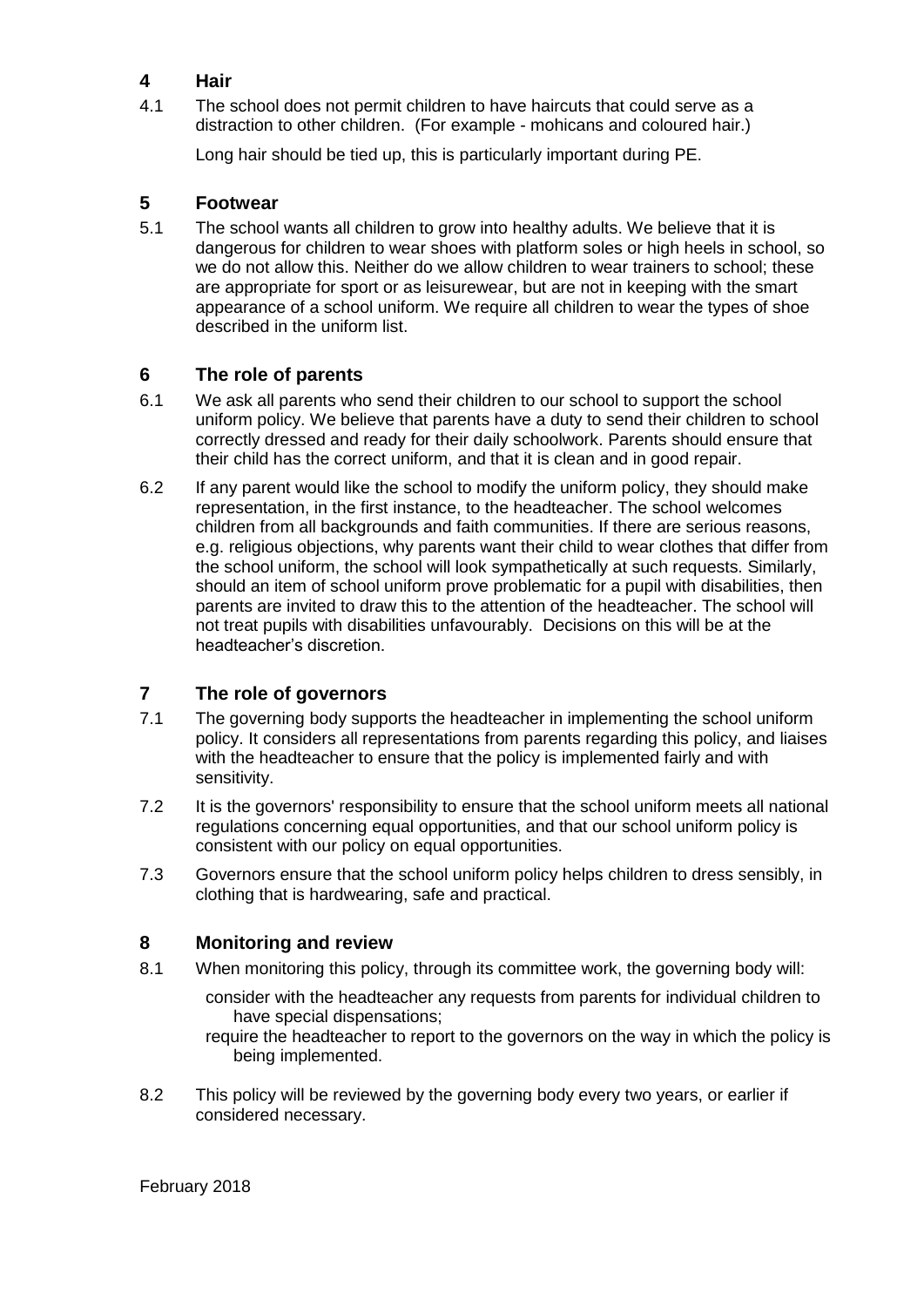## 4 Hair

4.1 The school does not permit children to have haircuts that could serve as a distraction to other children. (For example - mohicans and coloured hair.)

Long hair should be tied up, this is particularly important during PE.

## 5 Footwear

5.1 The school wants all children to grow into healthy adults. We believe that it is dangerous for children to wear shoes with platform soles or high heels in school, so we do not allow this. Neither do we allow children to wear trainers to school; these are appropriate for sport or as leisurewear, but are not in keeping with the smart appearance of a school uniform. We require all children to wear the types of shoe described in the uniform list.

## 6 The role of parents

6.1 We ask all parents who send their children to our school to support the school uniform policy. We believe that parents have a duty to send their children to school correctly dressed and ready for their daily schoolwork. Parents should ensure that their child has the correct uniform, and that it is clean and in good repair.

6.2 If any parent would like the school to modify the uniform policy, they should make representation, in the first instance, to the headteacher. The school welcomes children from all backgrounds and faith communities. If there are serious reasons, e.g. religious objections, why parents want their child to wear clothes that differ from the school uniform, the school will look sympathetically at such requests. Similarly, should an item of school uniform prove problematic for a pupil with disabilities, then parents are invited to draw this to the attention of the headteacher. The school will not treat pupils with disabilities unfavourably. Decisions on this will be at the headteacher's discretion.

## 7 The role of governors

7.1 The governing body supports the headteacher in implementing the school uniform policy. It considers all representations from parents regarding this policy, and liaises with the headteacher to ensure that the policy is implemented fairly and with sensitivity.

7.2 It is the governors' responsibility to ensure that the school uniform meets all national regulations concerning equal opportunities, and that our school uniform policy is consistent with our policy on equal opportunities.

7.3 Governors ensure that the school uniform policy helps children to dress sensibly, in clothing that is hardwearing, safe and practical.

## 8 Monitoring and review

8.1 When monitoring this policy, through its committee work, the governing body will:

- consider with the headteacher any requests from parents for individual children to have special dispensations;
- require the headteacher to report to the governors on the way in which the policy is being implemented.

8.2 This policy will be reviewed by the governing body every two years, or earlier if considered necessary.

February 2018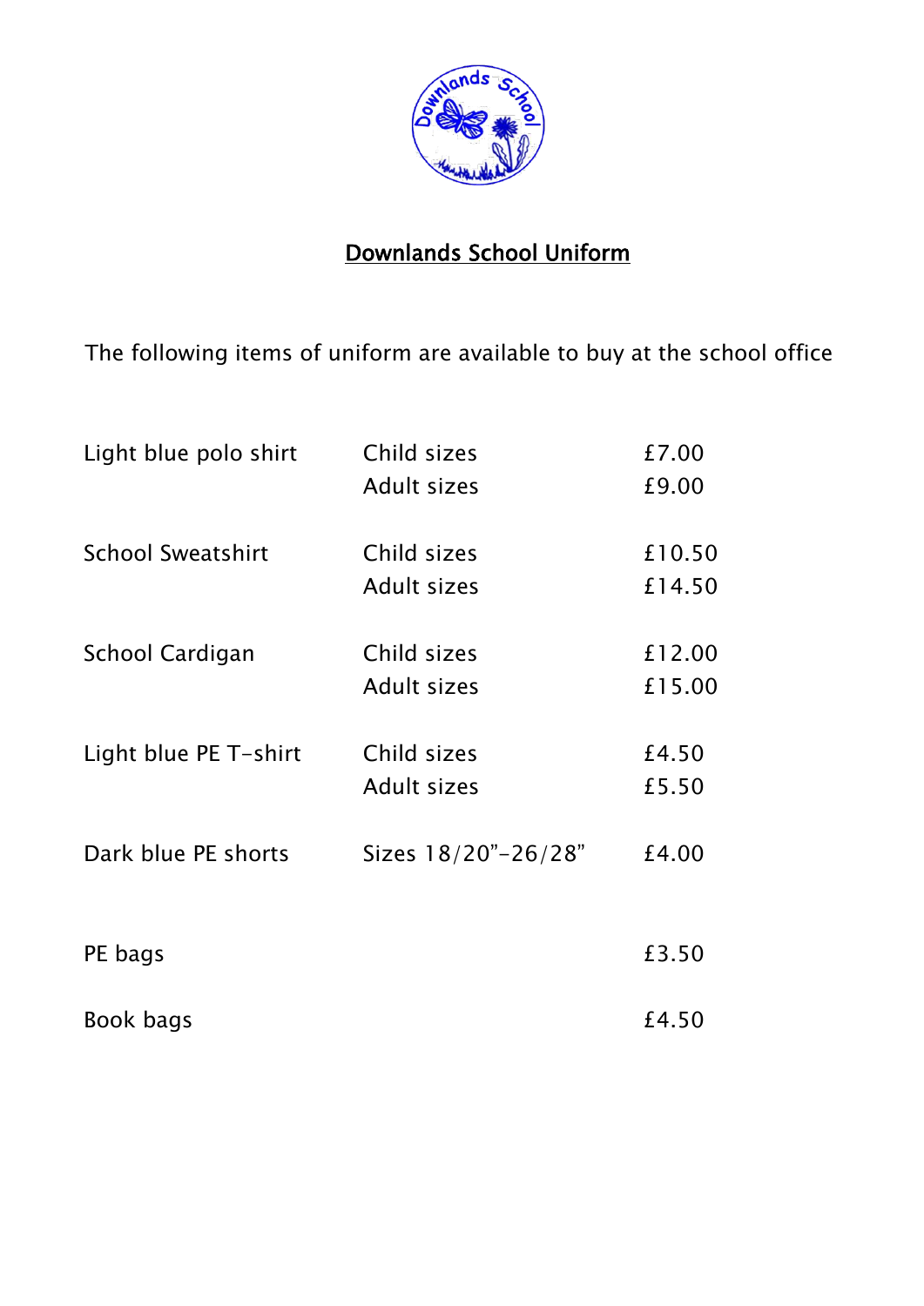# Downlands School Uniform

The following items of uniform are available to buy at the school office

| | | |
|---|---|---|
| Light blue polo shirt | Child sizes | £7.00 |
| | Adult sizes | £9.00 |
| School Sweatshirt | Child sizes | £10.50 |
| | Adult sizes | £14.50 |
| School Cardigan | Child sizes | £12.00 |
| | Adult sizes | £15.00 |
| Light blue PE T-shirt | Child sizes | £4.50 |
| | Adult sizes | £5.50 |
| Dark blue PE shorts | Sizes 18/20”-26/28” | £4.00 |
| PE bags | | £3.50 |
| Book bags | | £4.50 |